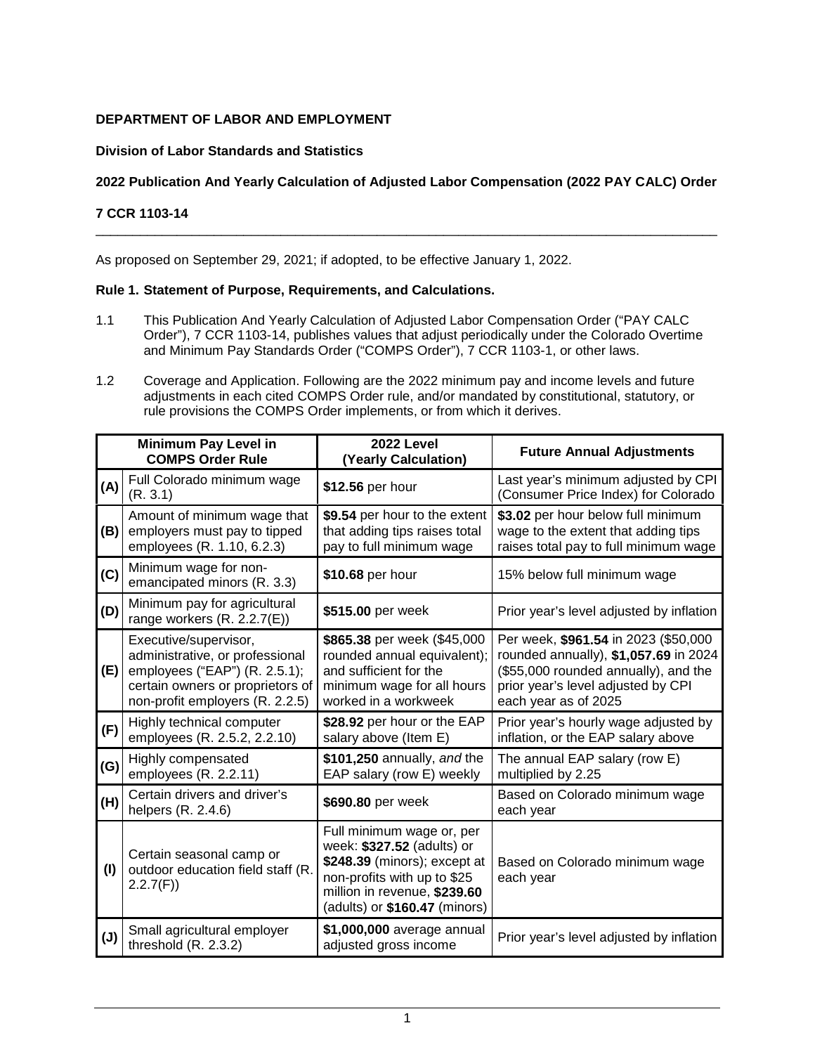**DEPARTMENT OF LABOR AND EMPLOYMENT**

**Division of Labor Standards and Statistics**

**2022 Publication And Yearly Calculation of Adjusted Labor Compensation (2022 PAY CALC) Order**

**7 CCR 1103-14**

---

As proposed on September 29, 2021; if adopted, to be effective January 1, 2022.

**Rule 1. Statement of Purpose, Requirements, and Calculations.**

1.1 This Publication And Yearly Calculation of Adjusted Labor Compensation Order ("PAY CALC Order"), 7 CCR 1103-14, publishes values that adjust periodically under the Colorado Overtime and Minimum Pay Standards Order ("COMPS Order"), 7 CCR 1103-1, or other laws.

1.2 Coverage and Application. Following are the 2022 minimum pay and income levels and future adjustments in each cited COMPS Order rule, and/or mandated by constitutional, statutory, or rule provisions the COMPS Order implements, or from which it derives.

| | Minimum Pay Level in COMPS Order Rule | 2022 Level (Yearly Calculation) | Future Annual Adjustments |
|---|---|---|---|
| (A) | Full Colorado minimum wage (R. 3.1) | **$12.56** per hour | Last year's minimum adjusted by CPI (Consumer Price Index) for Colorado |
| (B) | Amount of minimum wage that employers must pay to tipped employees (R. 1.10, 6.2.3) | **$9.54** per hour to the extent that adding tips raises total pay to full minimum wage | **$3.02** per hour below full minimum wage to the extent that adding tips raises total pay to full minimum wage |
| (C) | Minimum wage for non-emancipated minors (R. 3.3) | **$10.68** per hour | 15% below full minimum wage |
| (D) | Minimum pay for agricultural range workers (R. 2.2.7(E)) | **$515.00** per week | Prior year's level adjusted by inflation |
| (E) | Executive/supervisor, administrative, or professional employees ("EAP") (R. 2.5.1); certain owners or proprietors of non-profit employers (R. 2.2.5) | **$865.38** per week ($45,000 rounded annual equivalent); and sufficient for the minimum wage for all hours worked in a workweek | Per week, **$961.54** in 2023 ($50,000 rounded annually), **$1,057.69** in 2024 ($55,000 rounded annually), and the prior year's level adjusted by CPI each year as of 2025 |
| (F) | Highly technical computer employees (R. 2.5.2, 2.2.10) | **$28.92** per hour or the EAP salary above (Item E) | Prior year's hourly wage adjusted by inflation, or the EAP salary above |
| (G) | Highly compensated employees (R. 2.2.11) | **$101,250** annually, *and* the EAP salary (row E) weekly | The annual EAP salary (row E) multiplied by 2.25 |
| (H) | Certain drivers and driver's helpers (R. 2.4.6) | **$690.80** per week | Based on Colorado minimum wage each year |
| (I) | Certain seasonal camp or outdoor education field staff (R. 2.2.7(F)) | Full minimum wage or, per week: **$327.52** (adults) or **$248.39** (minors); except at non-profits with up to $25 million in revenue, **$239.60** (adults) or **$160.47** (minors) | Based on Colorado minimum wage each year |
| (J) | Small agricultural employer threshold (R. 2.3.2) | **$1,000,000** average annual adjusted gross income | Prior year's level adjusted by inflation |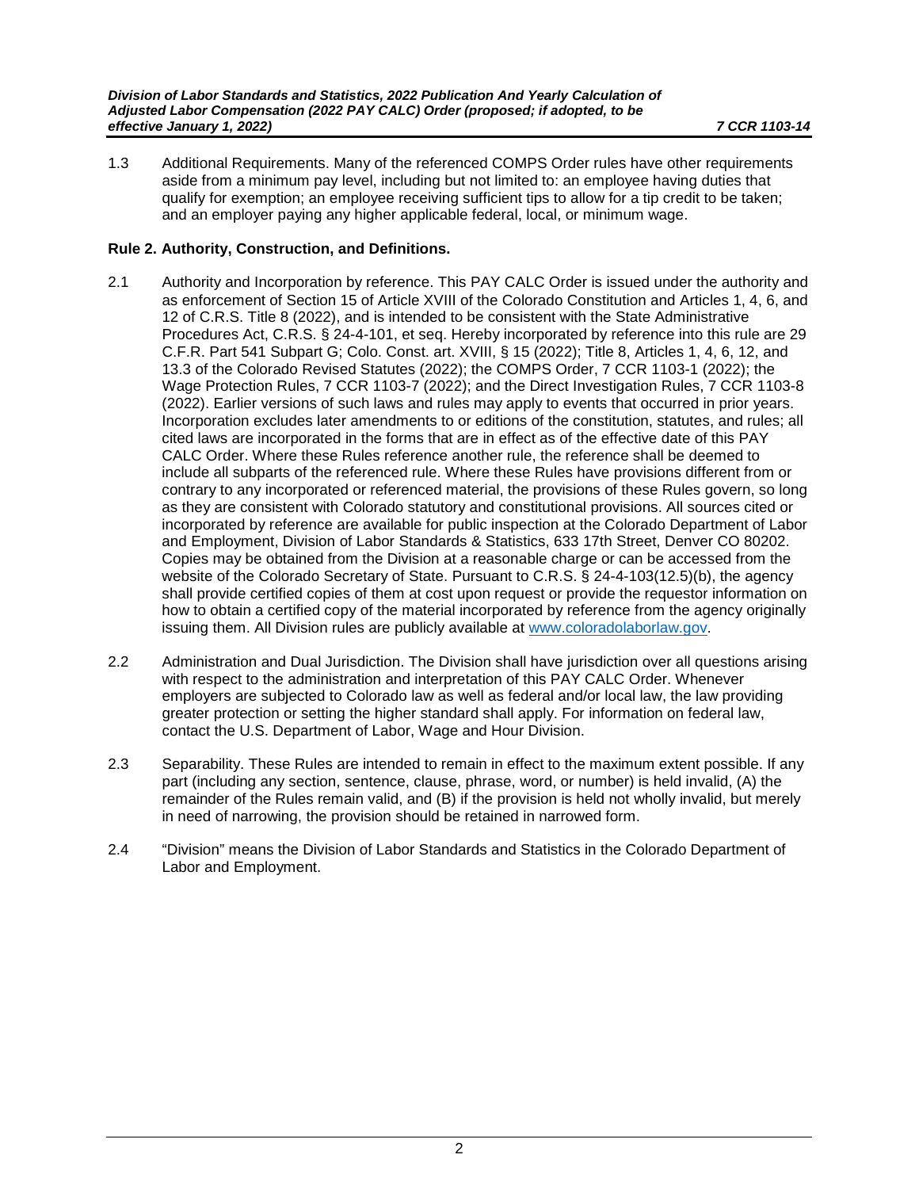1.3 Additional Requirements. Many of the referenced COMPS Order rules have other requirements aside from a minimum pay level, including but not limited to: an employee having duties that qualify for exemption; an employee receiving sufficient tips to allow for a tip credit to be taken; and an employer paying any higher applicable federal, local, or minimum wage.

**Rule 2. Authority, Construction, and Definitions.**

2.1 Authority and Incorporation by reference. This PAY CALC Order is issued under the authority and as enforcement of Section 15 of Article XVIII of the Colorado Constitution and Articles 1, 4, 6, and 12 of C.R.S. Title 8 (2022), and is intended to be consistent with the State Administrative Procedures Act, C.R.S. § 24-4-101, et seq. Hereby incorporated by reference into this rule are 29 C.F.R. Part 541 Subpart G; Colo. Const. art. XVIII, § 15 (2022); Title 8, Articles 1, 4, 6, 12, and 13.3 of the Colorado Revised Statutes (2022); the COMPS Order, 7 CCR 1103-1 (2022); the Wage Protection Rules, 7 CCR 1103-7 (2022); and the Direct Investigation Rules, 7 CCR 1103-8 (2022). Earlier versions of such laws and rules may apply to events that occurred in prior years. Incorporation excludes later amendments to or editions of the constitution, statutes, and rules; all cited laws are incorporated in the forms that are in effect as of the effective date of this PAY CALC Order. Where these Rules reference another rule, the reference shall be deemed to include all subparts of the referenced rule. Where these Rules have provisions different from or contrary to any incorporated or referenced material, the provisions of these Rules govern, so long as they are consistent with Colorado statutory and constitutional provisions. All sources cited or incorporated by reference are available for public inspection at the Colorado Department of Labor and Employment, Division of Labor Standards & Statistics, 633 17th Street, Denver CO 80202. Copies may be obtained from the Division at a reasonable charge or can be accessed from the website of the Colorado Secretary of State. Pursuant to C.R.S. § 24-4-103(12.5)(b), the agency shall provide certified copies of them at cost upon request or provide the requestor information on how to obtain a certified copy of the material incorporated by reference from the agency originally issuing them. All Division rules are publicly available at www.coloradolaborlaw.gov.

2.2 Administration and Dual Jurisdiction. The Division shall have jurisdiction over all questions arising with respect to the administration and interpretation of this PAY CALC Order. Whenever employers are subjected to Colorado law as well as federal and/or local law, the law providing greater protection or setting the higher standard shall apply. For information on federal law, contact the U.S. Department of Labor, Wage and Hour Division.

2.3 Separability. These Rules are intended to remain in effect to the maximum extent possible. If any part (including any section, sentence, clause, phrase, word, or number) is held invalid, (A) the remainder of the Rules remain valid, and (B) if the provision is held not wholly invalid, but merely in need of narrowing, the provision should be retained in narrowed form.

2.4 "Division" means the Division of Labor Standards and Statistics in the Colorado Department of Labor and Employment.